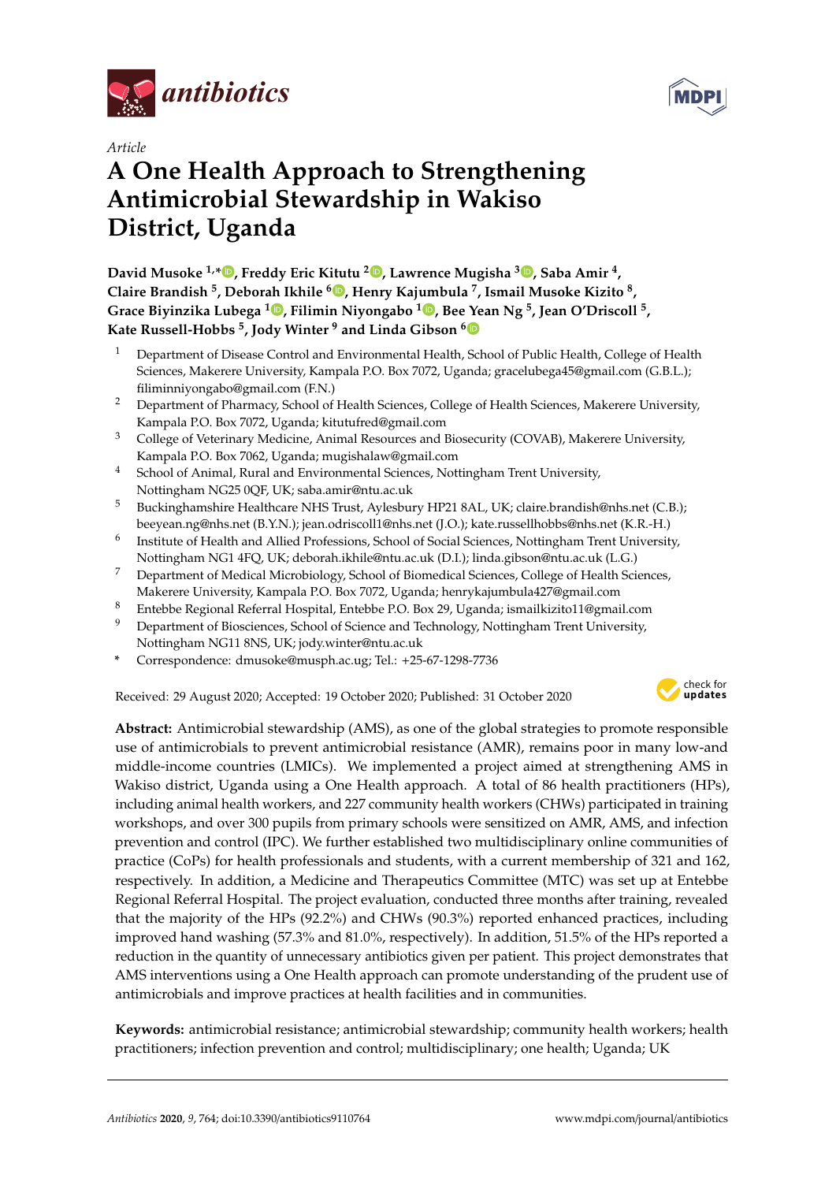*Article*

# A One Health Approach to Strengthening Antimicrobial Stewardship in Wakiso District, Uganda

**David Musoke [1,*], Freddy Eric Kitutu [2], Lawrence Mugisha [3], Saba Amir [4], Claire Brandish [5], Deborah Ikhile [6], Henry Kajumbula [7], Ismail Musoke Kizito [8], Grace Biyinzika Lubega [1], Filimin Niyongabo [1], Bee Yean Ng [5], Jean O'Driscoll [5], Kate Russell-Hobbs [5], Jody Winter [9] and Linda Gibson [6]**

1. Department of Disease Control and Environmental Health, School of Public Health, College of Health Sciences, Makerere University, Kampala P.O. Box 7072, Uganda; gracelubega45@gmail.com (G.B.L.); filiminniyongabo@gmail.com (F.N.)
2. Department of Pharmacy, School of Health Sciences, College of Health Sciences, Makerere University, Kampala P.O. Box 7072, Uganda; kitutufred@gmail.com
3. College of Veterinary Medicine, Animal Resources and Biosecurity (COVAB), Makerere University, Kampala P.O. Box 7062, Uganda; mugishalaw@gmail.com
4. School of Animal, Rural and Environmental Sciences, Nottingham Trent University, Nottingham NG25 0QF, UK; saba.amir@ntu.ac.uk
5. Buckinghamshire Healthcare NHS Trust, Aylesbury HP21 8AL, UK; claire.brandish@nhs.net (C.B.); beeyean.ng@nhs.net (B.Y.N.); jean.odriscoll1@nhs.net (J.O.); kate.russellhobbs@nhs.net (K.R.-H.)
6. Institute of Health and Allied Professions, School of Social Sciences, Nottingham Trent University, Nottingham NG1 4FQ, UK; deborah.ikhile@ntu.ac.uk (D.I.); linda.gibson@ntu.ac.uk (L.G.)
7. Department of Medical Microbiology, School of Biomedical Sciences, College of Health Sciences, Makerere University, Kampala P.O. Box 7072, Uganda; henrykajumbula427@gmail.com
8. Entebbe Regional Referral Hospital, Entebbe P.O. Box 29, Uganda; ismailkizito11@gmail.com
9. Department of Biosciences, School of Science and Technology, Nottingham Trent University, Nottingham NG11 8NS, UK; jody.winter@ntu.ac.uk

\* Correspondence: dmusoke@musph.ac.ug; Tel.: +25-67-1298-7736

Received: 29 August 2020; Accepted: 19 October 2020; Published: 31 October 2020

**Abstract:** Antimicrobial stewardship (AMS), as one of the global strategies to promote responsible use of antimicrobials to prevent antimicrobial resistance (AMR), remains poor in many low-and middle-income countries (LMICs). We implemented a project aimed at strengthening AMS in Wakiso district, Uganda using a One Health approach. A total of 86 health practitioners (HPs), including animal health workers, and 227 community health workers (CHWs) participated in training workshops, and over 300 pupils from primary schools were sensitized on AMR, AMS, and infection prevention and control (IPC). We further established two multidisciplinary online communities of practice (CoPs) for health professionals and students, with a current membership of 321 and 162, respectively. In addition, a Medicine and Therapeutics Committee (MTC) was set up at Entebbe Regional Referral Hospital. The project evaluation, conducted three months after training, revealed that the majority of the HPs (92.2%) and CHWs (90.3%) reported enhanced practices, including improved hand washing (57.3% and 81.0%, respectively). In addition, 51.5% of the HPs reported a reduction in the quantity of unnecessary antibiotics given per patient. This project demonstrates that AMS interventions using a One Health approach can promote understanding of the prudent use of antimicrobials and improve practices at health facilities and in communities.

**Keywords:** antimicrobial resistance; antimicrobial stewardship; community health workers; health practitioners; infection prevention and control; multidisciplinary; one health; Uganda; UK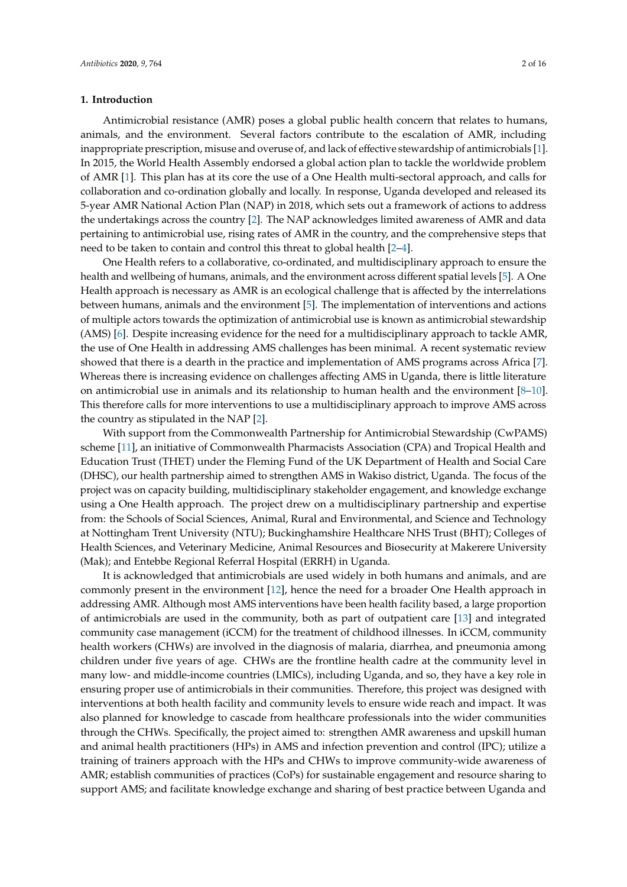## 1. Introduction

Antimicrobial resistance (AMR) poses a global public health concern that relates to humans, animals, and the environment. Several factors contribute to the escalation of AMR, including inappropriate prescription, misuse and overuse of, and lack of effective stewardship of antimicrobials [1]. In 2015, the World Health Assembly endorsed a global action plan to tackle the worldwide problem of AMR [1]. This plan has at its core the use of a One Health multi-sectoral approach, and calls for collaboration and co-ordination globally and locally. In response, Uganda developed and released its 5-year AMR National Action Plan (NAP) in 2018, which sets out a framework of actions to address the undertakings across the country [2]. The NAP acknowledges limited awareness of AMR and data pertaining to antimicrobial use, rising rates of AMR in the country, and the comprehensive steps that need to be taken to contain and control this threat to global health [2–4].

One Health refers to a collaborative, co-ordinated, and multidisciplinary approach to ensure the health and wellbeing of humans, animals, and the environment across different spatial levels [5]. A One Health approach is necessary as AMR is an ecological challenge that is affected by the interrelations between humans, animals and the environment [5]. The implementation of interventions and actions of multiple actors towards the optimization of antimicrobial use is known as antimicrobial stewardship (AMS) [6]. Despite increasing evidence for the need for a multidisciplinary approach to tackle AMR, the use of One Health in addressing AMS challenges has been minimal. A recent systematic review showed that there is a dearth in the practice and implementation of AMS programs across Africa [7]. Whereas there is increasing evidence on challenges affecting AMS in Uganda, there is little literature on antimicrobial use in animals and its relationship to human health and the environment [8–10]. This therefore calls for more interventions to use a multidisciplinary approach to improve AMS across the country as stipulated in the NAP [2].

With support from the Commonwealth Partnership for Antimicrobial Stewardship (CwPAMS) scheme [11], an initiative of Commonwealth Pharmacists Association (CPA) and Tropical Health and Education Trust (THET) under the Fleming Fund of the UK Department of Health and Social Care (DHSC), our health partnership aimed to strengthen AMS in Wakiso district, Uganda. The focus of the project was on capacity building, multidisciplinary stakeholder engagement, and knowledge exchange using a One Health approach. The project drew on a multidisciplinary partnership and expertise from: the Schools of Social Sciences, Animal, Rural and Environmental, and Science and Technology at Nottingham Trent University (NTU); Buckinghamshire Healthcare NHS Trust (BHT); Colleges of Health Sciences, and Veterinary Medicine, Animal Resources and Biosecurity at Makerere University (Mak); and Entebbe Regional Referral Hospital (ERRH) in Uganda.

It is acknowledged that antimicrobials are used widely in both humans and animals, and are commonly present in the environment [12], hence the need for a broader One Health approach in addressing AMR. Although most AMS interventions have been health facility based, a large proportion of antimicrobials are used in the community, both as part of outpatient care [13] and integrated community case management (iCCM) for the treatment of childhood illnesses. In iCCM, community health workers (CHWs) are involved in the diagnosis of malaria, diarrhea, and pneumonia among children under five years of age. CHWs are the frontline health cadre at the community level in many low- and middle-income countries (LMICs), including Uganda, and so, they have a key role in ensuring proper use of antimicrobials in their communities. Therefore, this project was designed with interventions at both health facility and community levels to ensure wide reach and impact. It was also planned for knowledge to cascade from healthcare professionals into the wider communities through the CHWs. Specifically, the project aimed to: strengthen AMR awareness and upskill human and animal health practitioners (HPs) in AMS and infection prevention and control (IPC); utilize a training of trainers approach with the HPs and CHWs to improve community-wide awareness of AMR; establish communities of practices (CoPs) for sustainable engagement and resource sharing to support AMS; and facilitate knowledge exchange and sharing of best practice between Uganda and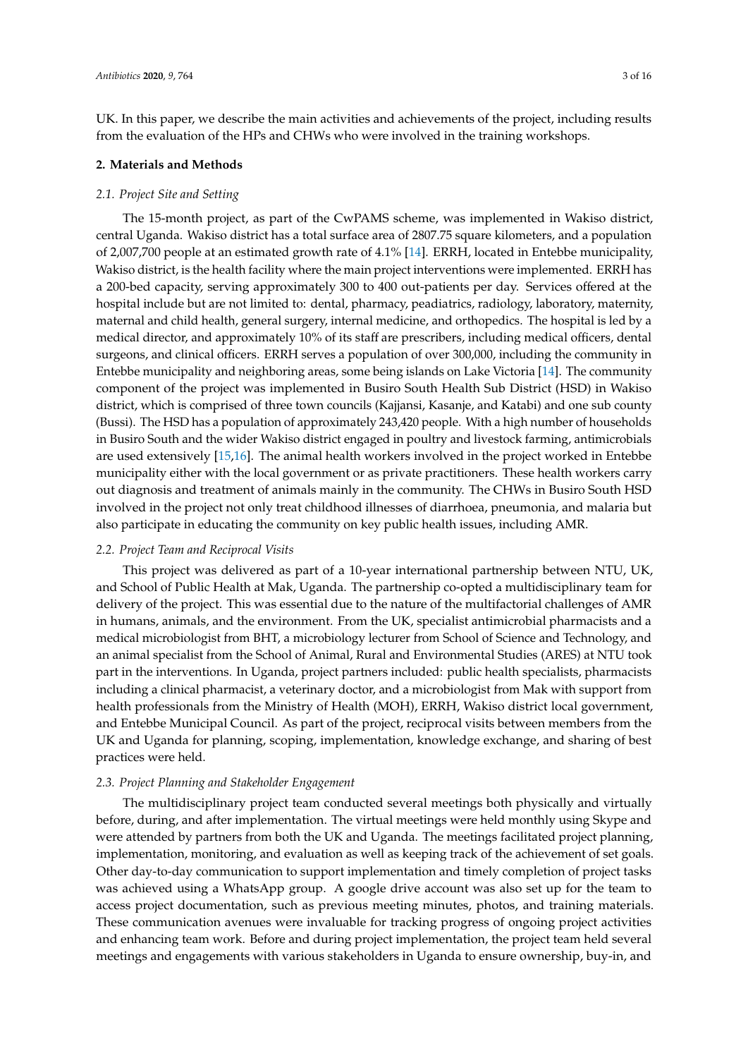UK. In this paper, we describe the main activities and achievements of the project, including results from the evaluation of the HPs and CHWs who were involved in the training workshops.

## 2. Materials and Methods

### *2.1. Project Site and Setting*

The 15-month project, as part of the CwPAMS scheme, was implemented in Wakiso district, central Uganda. Wakiso district has a total surface area of 2807.75 square kilometers, and a population of 2,007,700 people at an estimated growth rate of 4.1% [14]. ERRH, located in Entebbe municipality, Wakiso district, is the health facility where the main project interventions were implemented. ERRH has a 200-bed capacity, serving approximately 300 to 400 out-patients per day. Services offered at the hospital include but are not limited to: dental, pharmacy, peadiatrics, radiology, laboratory, maternity, maternal and child health, general surgery, internal medicine, and orthopedics. The hospital is led by a medical director, and approximately 10% of its staff are prescribers, including medical officers, dental surgeons, and clinical officers. ERRH serves a population of over 300,000, including the community in Entebbe municipality and neighboring areas, some being islands on Lake Victoria [14]. The community component of the project was implemented in Busiro South Health Sub District (HSD) in Wakiso district, which is comprised of three town councils (Kajjansi, Kasanje, and Katabi) and one sub county (Bussi). The HSD has a population of approximately 243,420 people. With a high number of households in Busiro South and the wider Wakiso district engaged in poultry and livestock farming, antimicrobials are used extensively [15,16]. The animal health workers involved in the project worked in Entebbe municipality either with the local government or as private practitioners. These health workers carry out diagnosis and treatment of animals mainly in the community. The CHWs in Busiro South HSD involved in the project not only treat childhood illnesses of diarrhoea, pneumonia, and malaria but also participate in educating the community on key public health issues, including AMR.

### *2.2. Project Team and Reciprocal Visits*

This project was delivered as part of a 10-year international partnership between NTU, UK, and School of Public Health at Mak, Uganda. The partnership co-opted a multidisciplinary team for delivery of the project. This was essential due to the nature of the multifactorial challenges of AMR in humans, animals, and the environment. From the UK, specialist antimicrobial pharmacists and a medical microbiologist from BHT, a microbiology lecturer from School of Science and Technology, and an animal specialist from the School of Animal, Rural and Environmental Studies (ARES) at NTU took part in the interventions. In Uganda, project partners included: public health specialists, pharmacists including a clinical pharmacist, a veterinary doctor, and a microbiologist from Mak with support from health professionals from the Ministry of Health (MOH), ERRH, Wakiso district local government, and Entebbe Municipal Council. As part of the project, reciprocal visits between members from the UK and Uganda for planning, scoping, implementation, knowledge exchange, and sharing of best practices were held.

### *2.3. Project Planning and Stakeholder Engagement*

The multidisciplinary project team conducted several meetings both physically and virtually before, during, and after implementation. The virtual meetings were held monthly using Skype and were attended by partners from both the UK and Uganda. The meetings facilitated project planning, implementation, monitoring, and evaluation as well as keeping track of the achievement of set goals. Other day-to-day communication to support implementation and timely completion of project tasks was achieved using a WhatsApp group. A google drive account was also set up for the team to access project documentation, such as previous meeting minutes, photos, and training materials. These communication avenues were invaluable for tracking progress of ongoing project activities and enhancing team work. Before and during project implementation, the project team held several meetings and engagements with various stakeholders in Uganda to ensure ownership, buy-in, and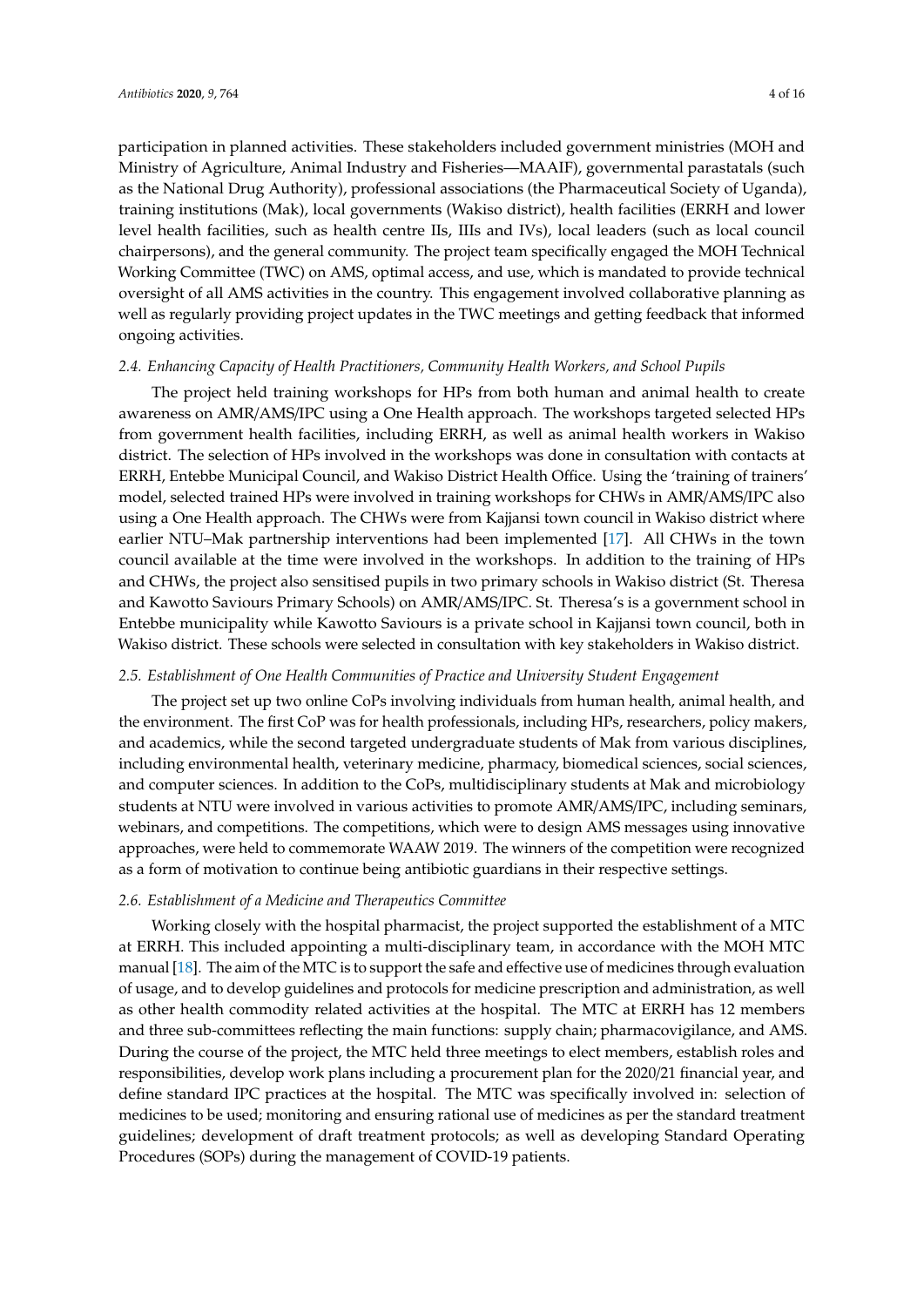participation in planned activities. These stakeholders included government ministries (MOH and Ministry of Agriculture, Animal Industry and Fisheries—MAAIF), governmental parastatals (such as the National Drug Authority), professional associations (the Pharmaceutical Society of Uganda), training institutions (Mak), local governments (Wakiso district), health facilities (ERRH and lower level health facilities, such as health centre IIs, IIIs and IVs), local leaders (such as local council chairpersons), and the general community. The project team specifically engaged the MOH Technical Working Committee (TWC) on AMS, optimal access, and use, which is mandated to provide technical oversight of all AMS activities in the country. This engagement involved collaborative planning as well as regularly providing project updates in the TWC meetings and getting feedback that informed ongoing activities.

### *2.4. Enhancing Capacity of Health Practitioners, Community Health Workers, and School Pupils*

The project held training workshops for HPs from both human and animal health to create awareness on AMR/AMS/IPC using a One Health approach. The workshops targeted selected HPs from government health facilities, including ERRH, as well as animal health workers in Wakiso district. The selection of HPs involved in the workshops was done in consultation with contacts at ERRH, Entebbe Municipal Council, and Wakiso District Health Office. Using the 'training of trainers' model, selected trained HPs were involved in training workshops for CHWs in AMR/AMS/IPC also using a One Health approach. The CHWs were from Kajjansi town council in Wakiso district where earlier NTU–Mak partnership interventions had been implemented [17]. All CHWs in the town council available at the time were involved in the workshops. In addition to the training of HPs and CHWs, the project also sensitised pupils in two primary schools in Wakiso district (St. Theresa and Kawotto Saviours Primary Schools) on AMR/AMS/IPC. St. Theresa's is a government school in Entebbe municipality while Kawotto Saviours is a private school in Kajjansi town council, both in Wakiso district. These schools were selected in consultation with key stakeholders in Wakiso district.

### *2.5. Establishment of One Health Communities of Practice and University Student Engagement*

The project set up two online CoPs involving individuals from human health, animal health, and the environment. The first CoP was for health professionals, including HPs, researchers, policy makers, and academics, while the second targeted undergraduate students of Mak from various disciplines, including environmental health, veterinary medicine, pharmacy, biomedical sciences, social sciences, and computer sciences. In addition to the CoPs, multidisciplinary students at Mak and microbiology students at NTU were involved in various activities to promote AMR/AMS/IPC, including seminars, webinars, and competitions. The competitions, which were to design AMS messages using innovative approaches, were held to commemorate WAAW 2019. The winners of the competition were recognized as a form of motivation to continue being antibiotic guardians in their respective settings.

### *2.6. Establishment of a Medicine and Therapeutics Committee*

Working closely with the hospital pharmacist, the project supported the establishment of a MTC at ERRH. This included appointing a multi-disciplinary team, in accordance with the MOH MTC manual [18]. The aim of the MTC is to support the safe and effective use of medicines through evaluation of usage, and to develop guidelines and protocols for medicine prescription and administration, as well as other health commodity related activities at the hospital. The MTC at ERRH has 12 members and three sub-committees reflecting the main functions: supply chain; pharmacovigilance, and AMS. During the course of the project, the MTC held three meetings to elect members, establish roles and responsibilities, develop work plans including a procurement plan for the 2020/21 financial year, and define standard IPC practices at the hospital. The MTC was specifically involved in: selection of medicines to be used; monitoring and ensuring rational use of medicines as per the standard treatment guidelines; development of draft treatment protocols; as well as developing Standard Operating Procedures (SOPs) during the management of COVID-19 patients.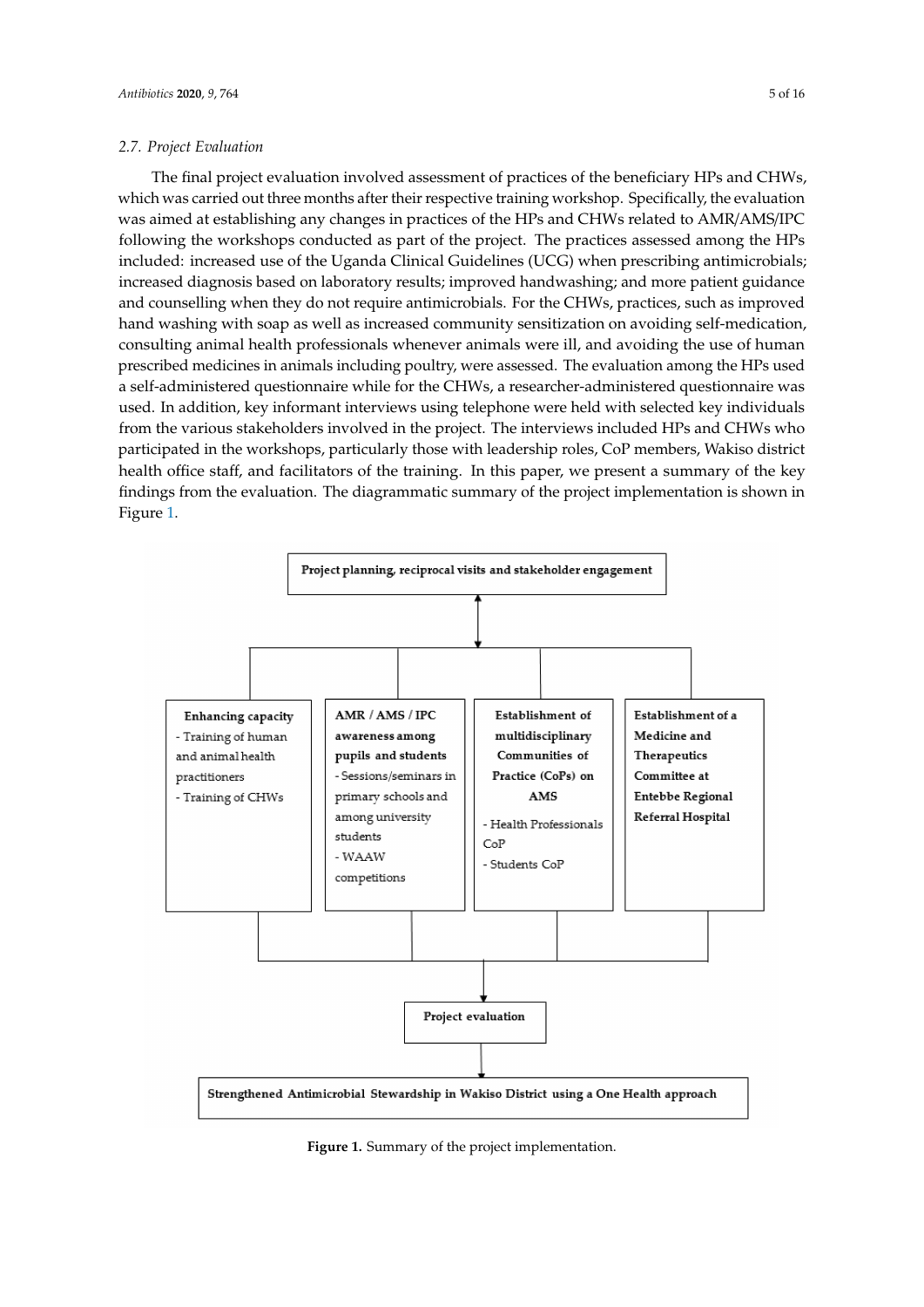### 2.7. Project Evaluation

The final project evaluation involved assessment of practices of the beneficiary HPs and CHWs, which was carried out three months after their respective training workshop. Specifically, the evaluation was aimed at establishing any changes in practices of the HPs and CHWs related to AMR/AMS/IPC following the workshops conducted as part of the project. The practices assessed among the HPs included: increased use of the Uganda Clinical Guidelines (UCG) when prescribing antimicrobials; increased diagnosis based on laboratory results; improved handwashing; and more patient guidance and counselling when they do not require antimicrobials. For the CHWs, practices, such as improved hand washing with soap as well as increased community sensitization on avoiding self-medication, consulting animal health professionals whenever animals were ill, and avoiding the use of human prescribed medicines in animals including poultry, were assessed. The evaluation among the HPs used a self-administered questionnaire while for the CHWs, a researcher-administered questionnaire was used. In addition, key informant interviews using telephone were held with selected key individuals from the various stakeholders involved in the project. The interviews included HPs and CHWs who participated in the workshops, particularly those with leadership roles, CoP members, Wakiso district health office staff, and facilitators of the training. In this paper, we present a summary of the key findings from the evaluation. The diagrammatic summary of the project implementation is shown in Figure 1.

**Project planning, reciprocal visits and stakeholder engagement**

**Enhancing capacity**
- Training of human and animal health practitioners
- Training of CHWs

**AMR / AMS / IPC awareness among pupils and students**
- Sessions/seminars in primary schools and among university students
- WAAW competitions

**Establishment of multidisciplinary Communities of Practice (CoPs) on AMS**
- Health Professionals CoP
- Students CoP

**Establishment of a Medicine and Therapeutics Committee at Entebbe Regional Referral Hospital**

**Project evaluation**

**Strengthened Antimicrobial Stewardship in Wakiso District using a One Health approach**

**Figure 1.** Summary of the project implementation.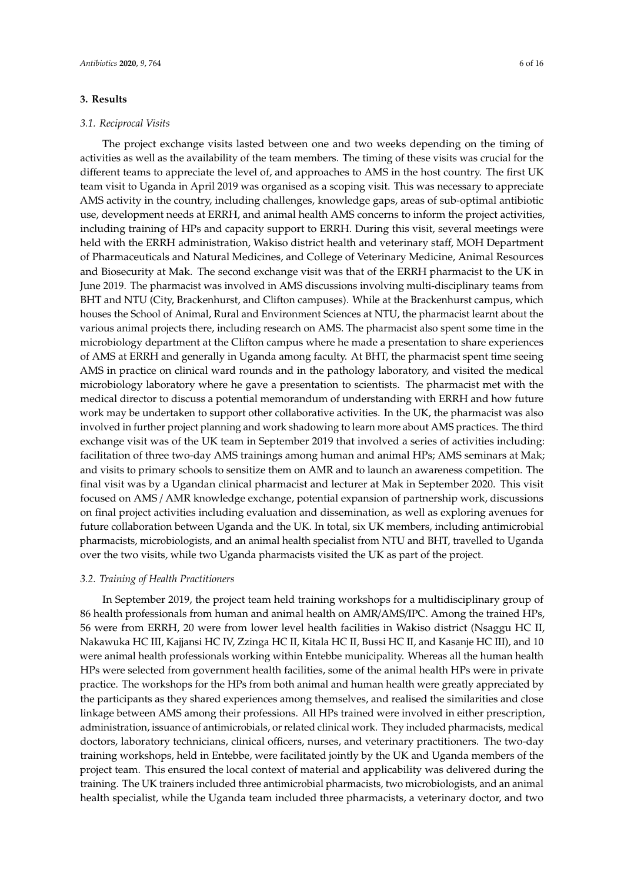## 3. Results

### *3.1. Reciprocal Visits*

The project exchange visits lasted between one and two weeks depending on the timing of activities as well as the availability of the team members. The timing of these visits was crucial for the different teams to appreciate the level of, and approaches to AMS in the host country. The first UK team visit to Uganda in April 2019 was organised as a scoping visit. This was necessary to appreciate AMS activity in the country, including challenges, knowledge gaps, areas of sub-optimal antibiotic use, development needs at ERRH, and animal health AMS concerns to inform the project activities, including training of HPs and capacity support to ERRH. During this visit, several meetings were held with the ERRH administration, Wakiso district health and veterinary staff, MOH Department of Pharmaceuticals and Natural Medicines, and College of Veterinary Medicine, Animal Resources and Biosecurity at Mak. The second exchange visit was that of the ERRH pharmacist to the UK in June 2019. The pharmacist was involved in AMS discussions involving multi-disciplinary teams from BHT and NTU (City, Brackenhurst, and Clifton campuses). While at the Brackenhurst campus, which houses the School of Animal, Rural and Environment Sciences at NTU, the pharmacist learnt about the various animal projects there, including research on AMS. The pharmacist also spent some time in the microbiology department at the Clifton campus where he made a presentation to share experiences of AMS at ERRH and generally in Uganda among faculty. At BHT, the pharmacist spent time seeing AMS in practice on clinical ward rounds and in the pathology laboratory, and visited the medical microbiology laboratory where he gave a presentation to scientists. The pharmacist met with the medical director to discuss a potential memorandum of understanding with ERRH and how future work may be undertaken to support other collaborative activities. In the UK, the pharmacist was also involved in further project planning and work shadowing to learn more about AMS practices. The third exchange visit was of the UK team in September 2019 that involved a series of activities including: facilitation of three two-day AMS trainings among human and animal HPs; AMS seminars at Mak; and visits to primary schools to sensitize them on AMR and to launch an awareness competition. The final visit was by a Ugandan clinical pharmacist and lecturer at Mak in September 2020. This visit focused on AMS / AMR knowledge exchange, potential expansion of partnership work, discussions on final project activities including evaluation and dissemination, as well as exploring avenues for future collaboration between Uganda and the UK. In total, six UK members, including antimicrobial pharmacists, microbiologists, and an animal health specialist from NTU and BHT, travelled to Uganda over the two visits, while two Uganda pharmacists visited the UK as part of the project.

### *3.2. Training of Health Practitioners*

In September 2019, the project team held training workshops for a multidisciplinary group of 86 health professionals from human and animal health on AMR/AMS/IPC. Among the trained HPs, 56 were from ERRH, 20 were from lower level health facilities in Wakiso district (Nsaggu HC II, Nakawuka HC III, Kajjansi HC IV, Zzinga HC II, Kitala HC II, Bussi HC II, and Kasanje HC III), and 10 were animal health professionals working within Entebbe municipality. Whereas all the human health HPs were selected from government health facilities, some of the animal health HPs were in private practice. The workshops for the HPs from both animal and human health were greatly appreciated by the participants as they shared experiences among themselves, and realised the similarities and close linkage between AMS among their professions. All HPs trained were involved in either prescription, administration, issuance of antimicrobials, or related clinical work. They included pharmacists, medical doctors, laboratory technicians, clinical officers, nurses, and veterinary practitioners. The two-day training workshops, held in Entebbe, were facilitated jointly by the UK and Uganda members of the project team. This ensured the local context of material and applicability was delivered during the training. The UK trainers included three antimicrobial pharmacists, two microbiologists, and an animal health specialist, while the Uganda team included three pharmacists, a veterinary doctor, and two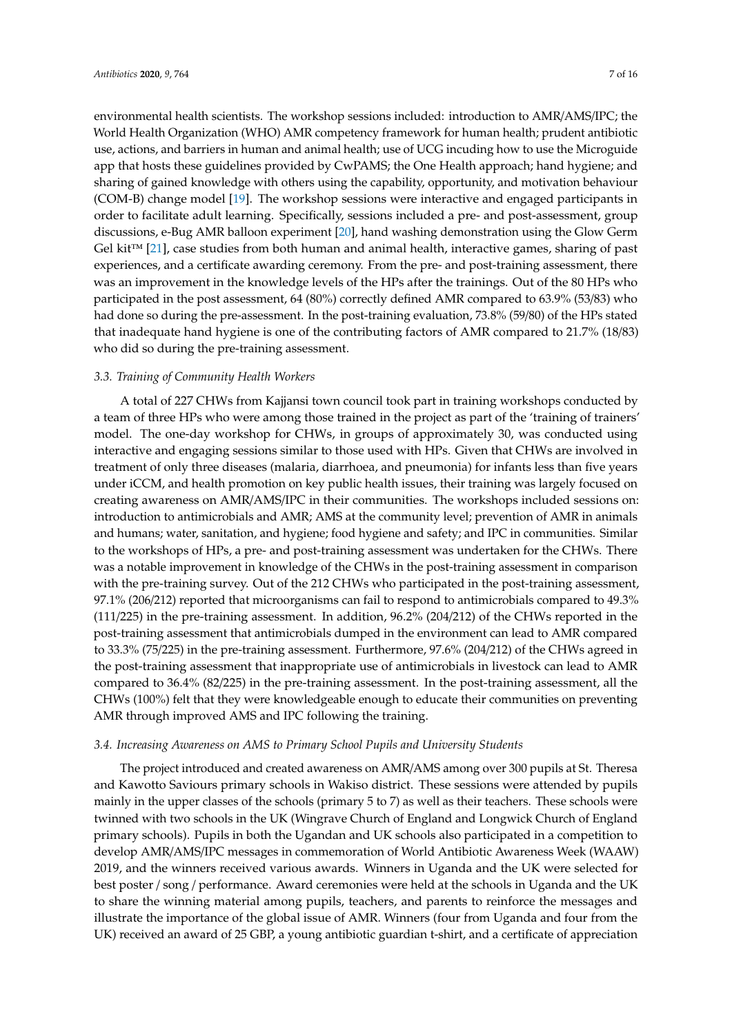environmental health scientists. The workshop sessions included: introduction to AMR/AMS/IPC; the World Health Organization (WHO) AMR competency framework for human health; prudent antibiotic use, actions, and barriers in human and animal health; use of UCG incuding how to use the Microguide app that hosts these guidelines provided by CwPAMS; the One Health approach; hand hygiene; and sharing of gained knowledge with others using the capability, opportunity, and motivation behaviour (COM-B) change model [19]. The workshop sessions were interactive and engaged participants in order to facilitate adult learning. Specifically, sessions included a pre- and post-assessment, group discussions, e-Bug AMR balloon experiment [20], hand washing demonstration using the Glow Germ Gel kit™ [21], case studies from both human and animal health, interactive games, sharing of past experiences, and a certificate awarding ceremony. From the pre- and post-training assessment, there was an improvement in the knowledge levels of the HPs after the trainings. Out of the 80 HPs who participated in the post assessment, 64 (80%) correctly defined AMR compared to 63.9% (53/83) who had done so during the pre-assessment. In the post-training evaluation, 73.8% (59/80) of the HPs stated that inadequate hand hygiene is one of the contributing factors of AMR compared to 21.7% (18/83) who did so during the pre-training assessment.

### *3.3. Training of Community Health Workers*

A total of 227 CHWs from Kajjansi town council took part in training workshops conducted by a team of three HPs who were among those trained in the project as part of the 'training of trainers' model. The one-day workshop for CHWs, in groups of approximately 30, was conducted using interactive and engaging sessions similar to those used with HPs. Given that CHWs are involved in treatment of only three diseases (malaria, diarrhoea, and pneumonia) for infants less than five years under iCCM, and health promotion on key public health issues, their training was largely focused on creating awareness on AMR/AMS/IPC in their communities. The workshops included sessions on: introduction to antimicrobials and AMR; AMS at the community level; prevention of AMR in animals and humans; water, sanitation, and hygiene; food hygiene and safety; and IPC in communities. Similar to the workshops of HPs, a pre- and post-training assessment was undertaken for the CHWs. There was a notable improvement in knowledge of the CHWs in the post-training assessment in comparison with the pre-training survey. Out of the 212 CHWs who participated in the post-training assessment, 97.1% (206/212) reported that microorganisms can fail to respond to antimicrobials compared to 49.3% (111/225) in the pre-training assessment. In addition, 96.2% (204/212) of the CHWs reported in the post-training assessment that antimicrobials dumped in the environment can lead to AMR compared to 33.3% (75/225) in the pre-training assessment. Furthermore, 97.6% (204/212) of the CHWs agreed in the post-training assessment that inappropriate use of antimicrobials in livestock can lead to AMR compared to 36.4% (82/225) in the pre-training assessment. In the post-training assessment, all the CHWs (100%) felt that they were knowledgeable enough to educate their communities on preventing AMR through improved AMS and IPC following the training.

### *3.4. Increasing Awareness on AMS to Primary School Pupils and University Students*

The project introduced and created awareness on AMR/AMS among over 300 pupils at St. Theresa and Kawotto Saviours primary schools in Wakiso district. These sessions were attended by pupils mainly in the upper classes of the schools (primary 5 to 7) as well as their teachers. These schools were twinned with two schools in the UK (Wingrave Church of England and Longwick Church of England primary schools). Pupils in both the Ugandan and UK schools also participated in a competition to develop AMR/AMS/IPC messages in commemoration of World Antibiotic Awareness Week (WAAW) 2019, and the winners received various awards. Winners in Uganda and the UK were selected for best poster / song / performance. Award ceremonies were held at the schools in Uganda and the UK to share the winning material among pupils, teachers, and parents to reinforce the messages and illustrate the importance of the global issue of AMR. Winners (four from Uganda and four from the UK) received an award of 25 GBP, a young antibiotic guardian t-shirt, and a certificate of appreciation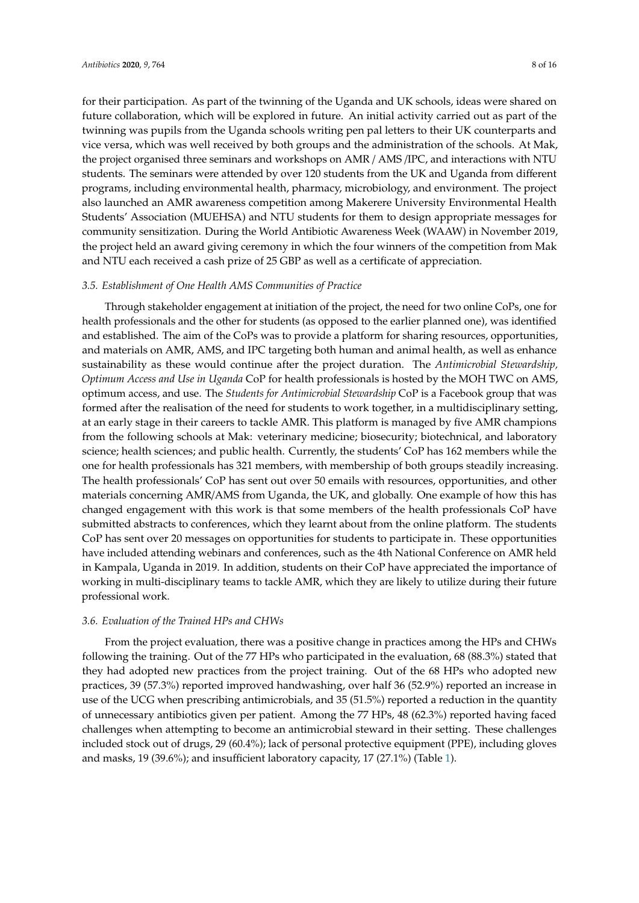for their participation. As part of the twinning of the Uganda and UK schools, ideas were shared on future collaboration, which will be explored in future. An initial activity carried out as part of the twinning was pupils from the Uganda schools writing pen pal letters to their UK counterparts and vice versa, which was well received by both groups and the administration of the schools. At Mak, the project organised three seminars and workshops on AMR / AMS /IPC, and interactions with NTU students. The seminars were attended by over 120 students from the UK and Uganda from different programs, including environmental health, pharmacy, microbiology, and environment. The project also launched an AMR awareness competition among Makerere University Environmental Health Students' Association (MUEHSA) and NTU students for them to design appropriate messages for community sensitization. During the World Antibiotic Awareness Week (WAAW) in November 2019, the project held an award giving ceremony in which the four winners of the competition from Mak and NTU each received a cash prize of 25 GBP as well as a certificate of appreciation.

### 3.5. Establishment of One Health AMS Communities of Practice

Through stakeholder engagement at initiation of the project, the need for two online CoPs, one for health professionals and the other for students (as opposed to the earlier planned one), was identified and established. The aim of the CoPs was to provide a platform for sharing resources, opportunities, and materials on AMR, AMS, and IPC targeting both human and animal health, as well as enhance sustainability as these would continue after the project duration. The *Antimicrobial Stewardship, Optimum Access and Use in Uganda* CoP for health professionals is hosted by the MOH TWC on AMS, optimum access, and use. The *Students for Antimicrobial Stewardship* CoP is a Facebook group that was formed after the realisation of the need for students to work together, in a multidisciplinary setting, at an early stage in their careers to tackle AMR. This platform is managed by five AMR champions from the following schools at Mak: veterinary medicine; biosecurity; biotechnical, and laboratory science; health sciences; and public health. Currently, the students' CoP has 162 members while the one for health professionals has 321 members, with membership of both groups steadily increasing. The health professionals' CoP has sent out over 50 emails with resources, opportunities, and other materials concerning AMR/AMS from Uganda, the UK, and globally. One example of how this has changed engagement with this work is that some members of the health professionals CoP have submitted abstracts to conferences, which they learnt about from the online platform. The students CoP has sent over 20 messages on opportunities for students to participate in. These opportunities have included attending webinars and conferences, such as the 4th National Conference on AMR held in Kampala, Uganda in 2019. In addition, students on their CoP have appreciated the importance of working in multi-disciplinary teams to tackle AMR, which they are likely to utilize during their future professional work.

### 3.6. Evaluation of the Trained HPs and CHWs

From the project evaluation, there was a positive change in practices among the HPs and CHWs following the training. Out of the 77 HPs who participated in the evaluation, 68 (88.3%) stated that they had adopted new practices from the project training. Out of the 68 HPs who adopted new practices, 39 (57.3%) reported improved handwashing, over half 36 (52.9%) reported an increase in use of the UCG when prescribing antimicrobials, and 35 (51.5%) reported a reduction in the quantity of unnecessary antibiotics given per patient. Among the 77 HPs, 48 (62.3%) reported having faced challenges when attempting to become an antimicrobial steward in their setting. These challenges included stock out of drugs, 29 (60.4%); lack of personal protective equipment (PPE), including gloves and masks, 19 (39.6%); and insufficient laboratory capacity, 17 (27.1%) (Table 1).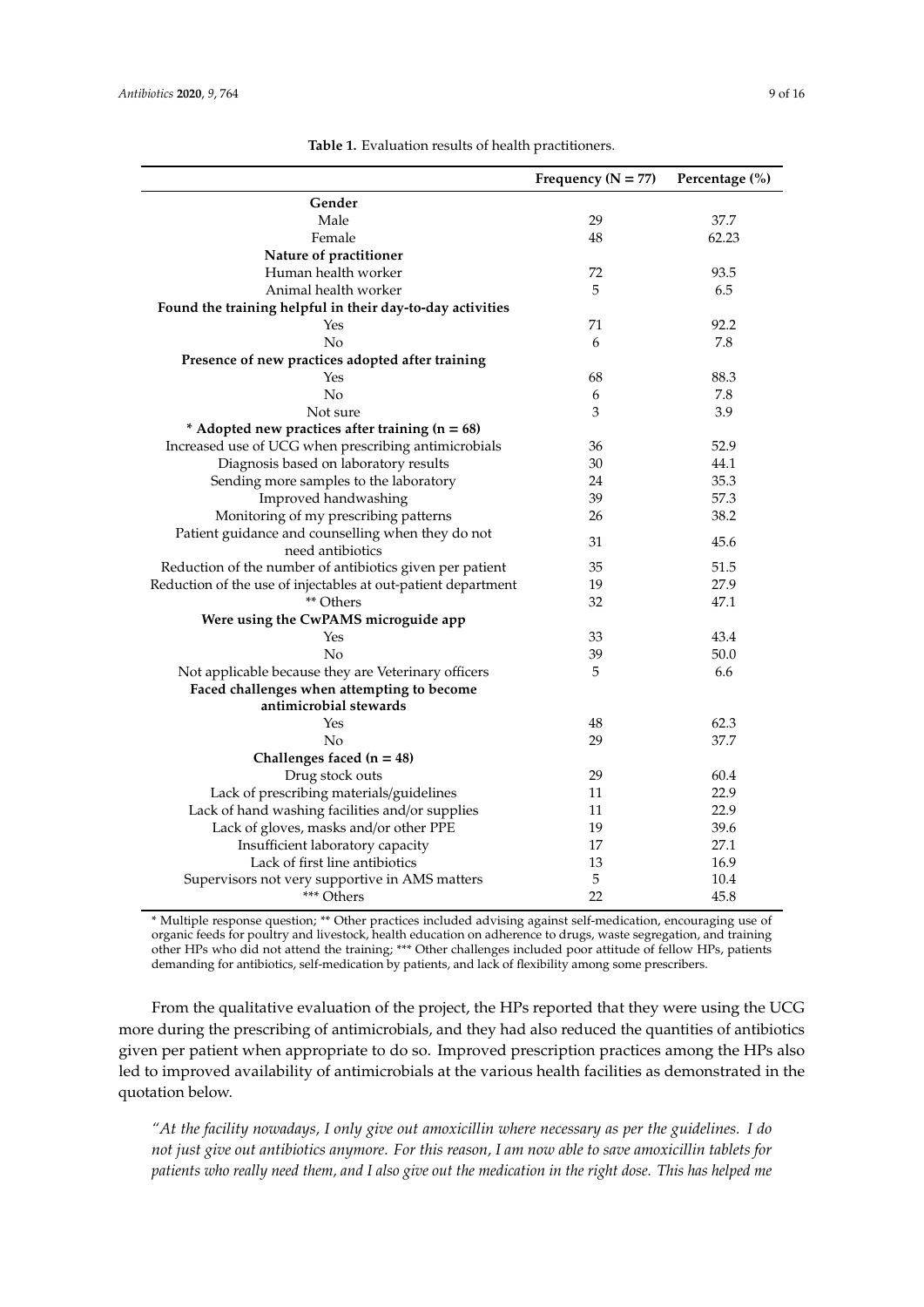**Table 1.** Evaluation results of health practitioners.

| | Frequency (N = 77) | Percentage (%) |
|---|---|---|
| **Gender** | | |
| Male | 29 | 37.7 |
| Female | 48 | 62.23 |
| **Nature of practitioner** | | |
| Human health worker | 72 | 93.5 |
| Animal health worker | 5 | 6.5 |
| **Found the training helpful in their day-to-day activities** | | |
| Yes | 71 | 92.2 |
| No | 6 | 7.8 |
| **Presence of new practices adopted after training** | | |
| Yes | 68 | 88.3 |
| No | 6 | 7.8 |
| Not sure | 3 | 3.9 |
| *** Adopted new practices after training (n = 68)** | | |
| Increased use of UCG when prescribing antimicrobials | 36 | 52.9 |
| Diagnosis based on laboratory results | 30 | 44.1 |
| Sending more samples to the laboratory | 24 | 35.3 |
| Improved handwashing | 39 | 57.3 |
| Monitoring of my prescribing patterns | 26 | 38.2 |
| Patient guidance and counselling when they do not need antibiotics | 31 | 45.6 |
| Reduction of the number of antibiotics given per patient | 35 | 51.5 |
| Reduction of the use of injectables at out-patient department | 19 | 27.9 |
| ** Others | 32 | 47.1 |
| **Were using the CwPAMS microguide app** | | |
| Yes | 33 | 43.4 |
| No | 39 | 50.0 |
| Not applicable because they are Veterinary officers | 5 | 6.6 |
| **Faced challenges when attempting to become antimicrobial stewards** | | |
| Yes | 48 | 62.3 |
| No | 29 | 37.7 |
| **Challenges faced (n = 48)** | | |
| Drug stock outs | 29 | 60.4 |
| Lack of prescribing materials/guidelines | 11 | 22.9 |
| Lack of hand washing facilities and/or supplies | 11 | 22.9 |
| Lack of gloves, masks and/or other PPE | 19 | 39.6 |
| Insufficient laboratory capacity | 17 | 27.1 |
| Lack of first line antibiotics | 13 | 16.9 |
| Supervisors not very supportive in AMS matters | 5 | 10.4 |
| *** Others | 22 | 45.8 |

* Multiple response question; ** Other practices included advising against self-medication, encouraging use of organic feeds for poultry and livestock, health education on adherence to drugs, waste segregation, and training other HPs who did not attend the training; *** Other challenges included poor attitude of fellow HPs, patients demanding for antibiotics, self-medication by patients, and lack of flexibility among some prescribers.

From the qualitative evaluation of the project, the HPs reported that they were using the UCG more during the prescribing of antimicrobials, and they had also reduced the quantities of antibiotics given per patient when appropriate to do so. Improved prescription practices among the HPs also led to improved availability of antimicrobials at the various health facilities as demonstrated in the quotation below.

*"At the facility nowadays, I only give out amoxicillin where necessary as per the guidelines. I do not just give out antibiotics anymore. For this reason, I am now able to save amoxicillin tablets for patients who really need them, and I also give out the medication in the right dose. This has helped me*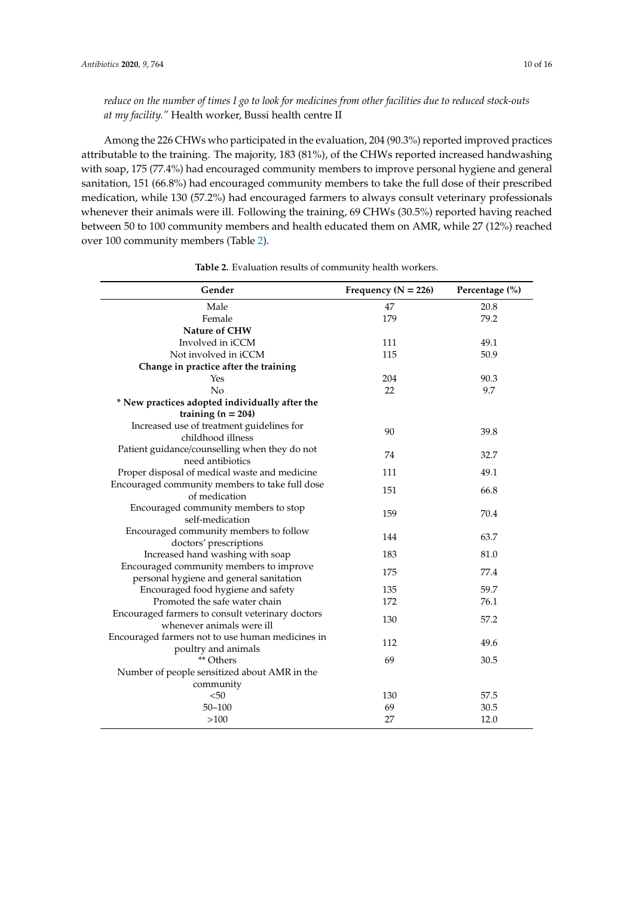*reduce on the number of times I go to look for medicines from other facilities due to reduced stock-outs at my facility."* Health worker, Bussi health centre II

Among the 226 CHWs who participated in the evaluation, 204 (90.3%) reported improved practices attributable to the training. The majority, 183 (81%), of the CHWs reported increased handwashing with soap, 175 (77.4%) had encouraged community members to improve personal hygiene and general sanitation, 151 (66.8%) had encouraged community members to take the full dose of their prescribed medication, while 130 (57.2%) had encouraged farmers to always consult veterinary professionals whenever their animals were ill. Following the training, 69 CHWs (30.5%) reported having reached between 50 to 100 community members and health educated them on AMR, while 27 (12%) reached over 100 community members (Table 2).

**Table 2.** Evaluation results of community health workers.

| Gender | Frequency (N = 226) | Percentage (%) |
|---|---|---|
| Male | 47 | 20.8 |
| Female | 179 | 79.2 |
| **Nature of CHW** | | |
| Involved in iCCM | 111 | 49.1 |
| Not involved in iCCM | 115 | 50.9 |
| **Change in practice after the training** | | |
| Yes | 204 | 90.3 |
| No | 22 | 9.7 |
| **\* New practices adopted individually after the training (n = 204)** | | |
| Increased use of treatment guidelines for childhood illness | 90 | 39.8 |
| Patient guidance/counselling when they do not need antibiotics | 74 | 32.7 |
| Proper disposal of medical waste and medicine | 111 | 49.1 |
| Encouraged community members to take full dose of medication | 151 | 66.8 |
| Encouraged community members to stop self-medication | 159 | 70.4 |
| Encouraged community members to follow doctors' prescriptions | 144 | 63.7 |
| Increased hand washing with soap | 183 | 81.0 |
| Encouraged community members to improve personal hygiene and general sanitation | 175 | 77.4 |
| Encouraged food hygiene and safety | 135 | 59.7 |
| Promoted the safe water chain | 172 | 76.1 |
| Encouraged farmers to consult veterinary doctors whenever animals were ill | 130 | 57.2 |
| Encouraged farmers not to use human medicines in poultry and animals | 112 | 49.6 |
| ** Others | 69 | 30.5 |
| Number of people sensitized about AMR in the community | | |
| <50 | 130 | 57.5 |
| 50–100 | 69 | 30.5 |
| >100 | 27 | 12.0 |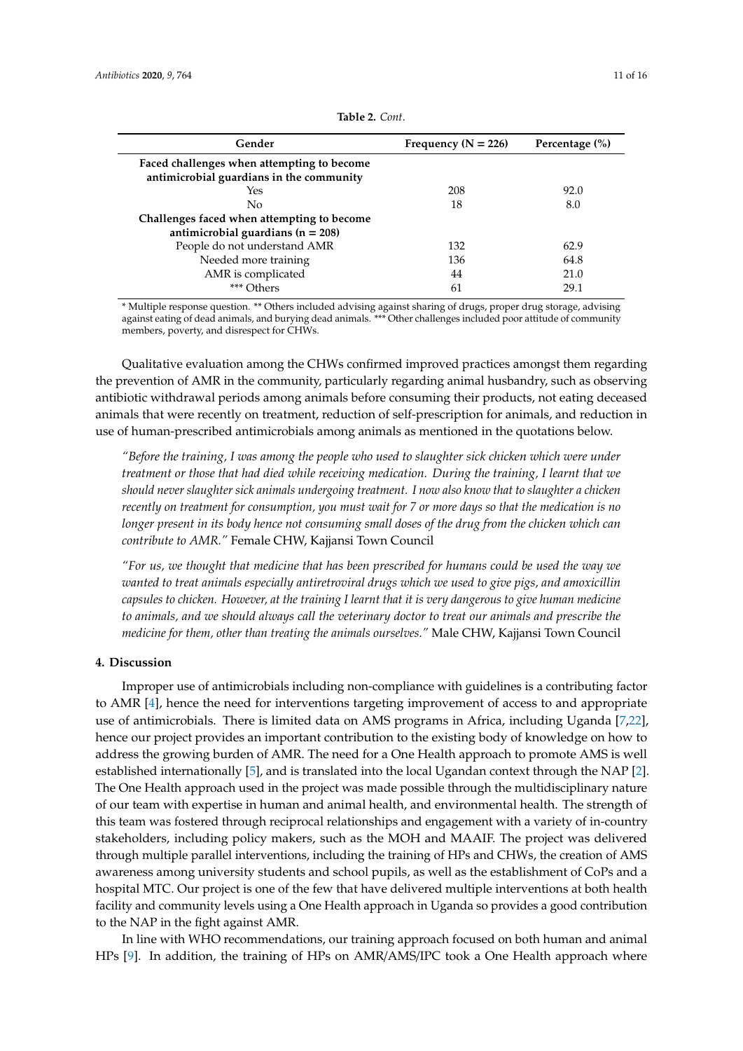**Table 2.** *Cont.*

| Gender | Frequency (N = 226) | Percentage (%) |
|---|---|---|
| **Faced challenges when attempting to become antimicrobial guardians in the community** | | |
| Yes | 208 | 92.0 |
| No | 18 | 8.0 |
| **Challenges faced when attempting to become antimicrobial guardians (n = 208)** | | |
| People do not understand AMR | 132 | 62.9 |
| Needed more training | 136 | 64.8 |
| AMR is complicated | 44 | 21.0 |
| *** Others | 61 | 29.1 |

* Multiple response question. ** Others included advising against sharing of drugs, proper drug storage, advising against eating of dead animals, and burying dead animals. *** Other challenges included poor attitude of community members, poverty, and disrespect for CHWs.

Qualitative evaluation among the CHWs confirmed improved practices amongst them regarding the prevention of AMR in the community, particularly regarding animal husbandry, such as observing antibiotic withdrawal periods among animals before consuming their products, not eating deceased animals that were recently on treatment, reduction of self-prescription for animals, and reduction in use of human-prescribed antimicrobials among animals as mentioned in the quotations below.

*"Before the training, I was among the people who used to slaughter sick chicken which were under treatment or those that had died while receiving medication. During the training, I learnt that we should never slaughter sick animals undergoing treatment. I now also know that to slaughter a chicken recently on treatment for consumption, you must wait for 7 or more days so that the medication is no longer present in its body hence not consuming small doses of the drug from the chicken which can contribute to AMR."* Female CHW, Kajjansi Town Council

*"For us, we thought that medicine that has been prescribed for humans could be used the way we wanted to treat animals especially antiretroviral drugs which we used to give pigs, and amoxicillin capsules to chicken. However, at the training I learnt that it is very dangerous to give human medicine to animals, and we should always call the veterinary doctor to treat our animals and prescribe the medicine for them, other than treating the animals ourselves."* Male CHW, Kajjansi Town Council

## 4. Discussion

Improper use of antimicrobials including non-compliance with guidelines is a contributing factor to AMR [4], hence the need for interventions targeting improvement of access to and appropriate use of antimicrobials. There is limited data on AMS programs in Africa, including Uganda [7,22], hence our project provides an important contribution to the existing body of knowledge on how to address the growing burden of AMR. The need for a One Health approach to promote AMS is well established internationally [5], and is translated into the local Ugandan context through the NAP [2]. The One Health approach used in the project was made possible through the multidisciplinary nature of our team with expertise in human and animal health, and environmental health. The strength of this team was fostered through reciprocal relationships and engagement with a variety of in-country stakeholders, including policy makers, such as the MOH and MAAIF. The project was delivered through multiple parallel interventions, including the training of HPs and CHWs, the creation of AMS awareness among university students and school pupils, as well as the establishment of CoPs and a hospital MTC. Our project is one of the few that have delivered multiple interventions at both health facility and community levels using a One Health approach in Uganda so provides a good contribution to the NAP in the fight against AMR.

In line with WHO recommendations, our training approach focused on both human and animal HPs [9]. In addition, the training of HPs on AMR/AMS/IPC took a One Health approach where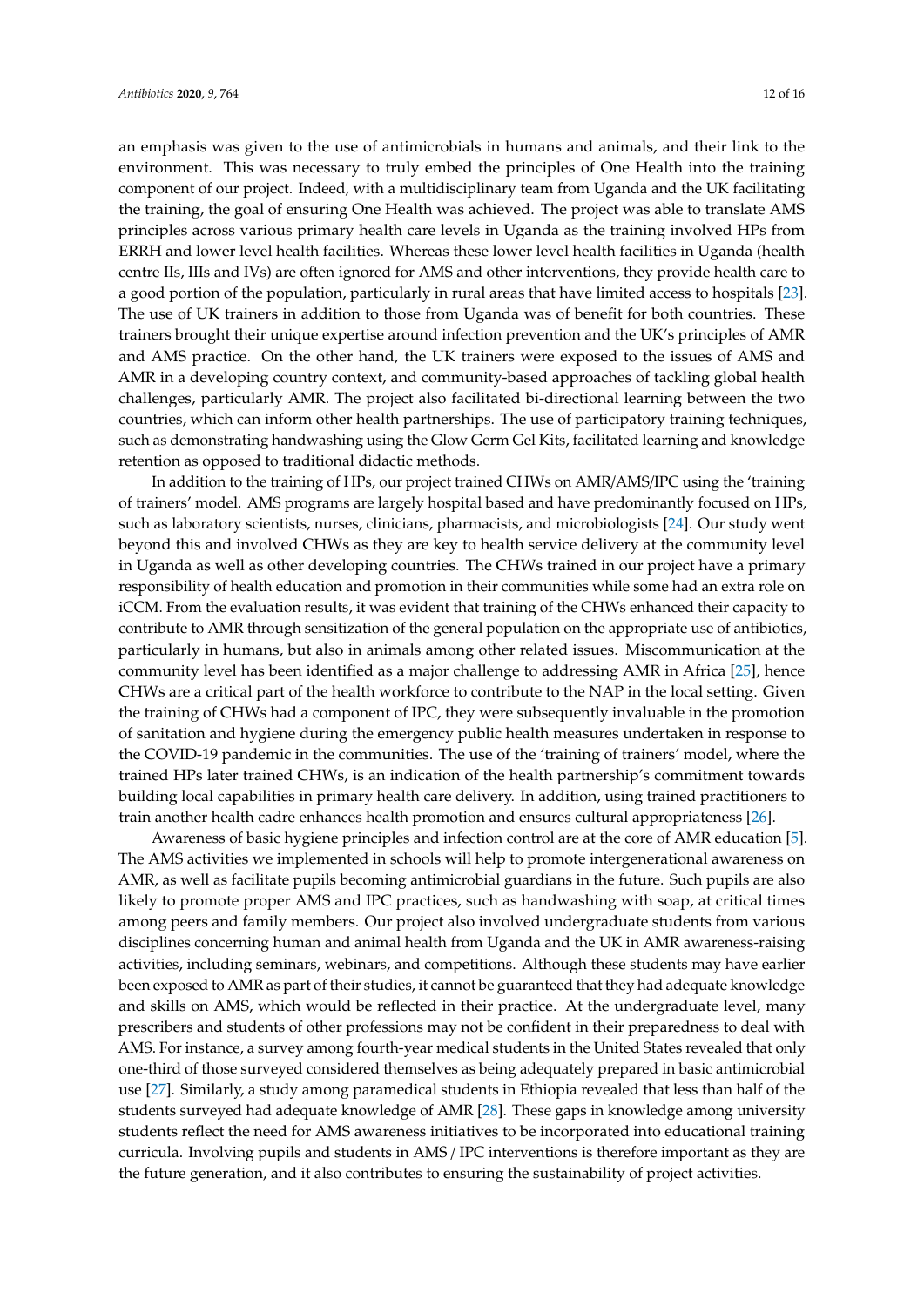an emphasis was given to the use of antimicrobials in humans and animals, and their link to the environment. This was necessary to truly embed the principles of One Health into the training component of our project. Indeed, with a multidisciplinary team from Uganda and the UK facilitating the training, the goal of ensuring One Health was achieved. The project was able to translate AMS principles across various primary health care levels in Uganda as the training involved HPs from ERRH and lower level health facilities. Whereas these lower level health facilities in Uganda (health centre IIs, IIIs and IVs) are often ignored for AMS and other interventions, they provide health care to a good portion of the population, particularly in rural areas that have limited access to hospitals [23]. The use of UK trainers in addition to those from Uganda was of benefit for both countries. These trainers brought their unique expertise around infection prevention and the UK's principles of AMR and AMS practice. On the other hand, the UK trainers were exposed to the issues of AMS and AMR in a developing country context, and community-based approaches of tackling global health challenges, particularly AMR. The project also facilitated bi-directional learning between the two countries, which can inform other health partnerships. The use of participatory training techniques, such as demonstrating handwashing using the Glow Germ Gel Kits, facilitated learning and knowledge retention as opposed to traditional didactic methods.

In addition to the training of HPs, our project trained CHWs on AMR/AMS/IPC using the 'training of trainers' model. AMS programs are largely hospital based and have predominantly focused on HPs, such as laboratory scientists, nurses, clinicians, pharmacists, and microbiologists [24]. Our study went beyond this and involved CHWs as they are key to health service delivery at the community level in Uganda as well as other developing countries. The CHWs trained in our project have a primary responsibility of health education and promotion in their communities while some had an extra role on iCCM. From the evaluation results, it was evident that training of the CHWs enhanced their capacity to contribute to AMR through sensitization of the general population on the appropriate use of antibiotics, particularly in humans, but also in animals among other related issues. Miscommunication at the community level has been identified as a major challenge to addressing AMR in Africa [25], hence CHWs are a critical part of the health workforce to contribute to the NAP in the local setting. Given the training of CHWs had a component of IPC, they were subsequently invaluable in the promotion of sanitation and hygiene during the emergency public health measures undertaken in response to the COVID-19 pandemic in the communities. The use of the 'training of trainers' model, where the trained HPs later trained CHWs, is an indication of the health partnership's commitment towards building local capabilities in primary health care delivery. In addition, using trained practitioners to train another health cadre enhances health promotion and ensures cultural appropriateness [26].

Awareness of basic hygiene principles and infection control are at the core of AMR education [5]. The AMS activities we implemented in schools will help to promote intergenerational awareness on AMR, as well as facilitate pupils becoming antimicrobial guardians in the future. Such pupils are also likely to promote proper AMS and IPC practices, such as handwashing with soap, at critical times among peers and family members. Our project also involved undergraduate students from various disciplines concerning human and animal health from Uganda and the UK in AMR awareness-raising activities, including seminars, webinars, and competitions. Although these students may have earlier been exposed to AMR as part of their studies, it cannot be guaranteed that they had adequate knowledge and skills on AMS, which would be reflected in their practice. At the undergraduate level, many prescribers and students of other professions may not be confident in their preparedness to deal with AMS. For instance, a survey among fourth-year medical students in the United States revealed that only one-third of those surveyed considered themselves as being adequately prepared in basic antimicrobial use [27]. Similarly, a study among paramedical students in Ethiopia revealed that less than half of the students surveyed had adequate knowledge of AMR [28]. These gaps in knowledge among university students reflect the need for AMS awareness initiatives to be incorporated into educational training curricula. Involving pupils and students in AMS / IPC interventions is therefore important as they are the future generation, and it also contributes to ensuring the sustainability of project activities.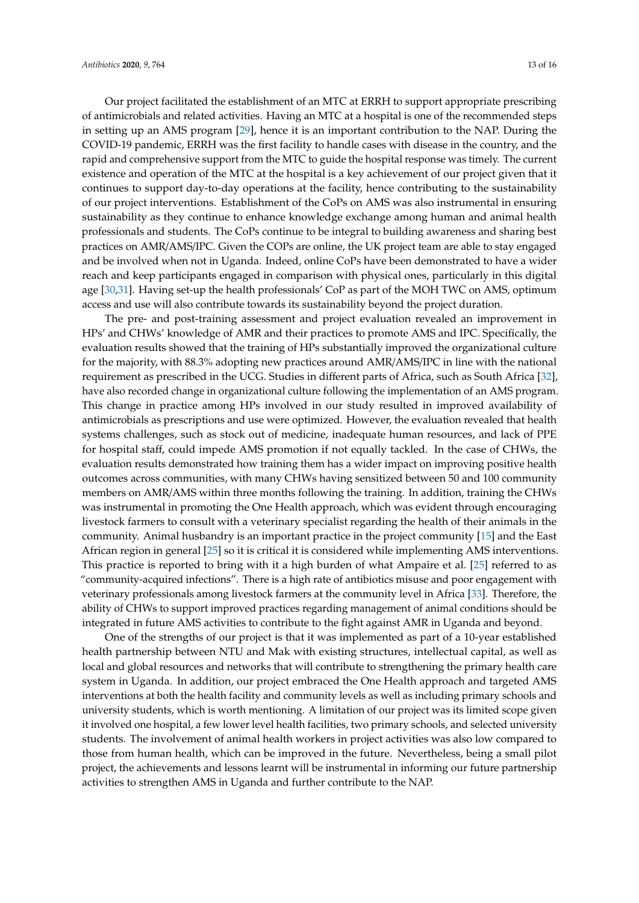Our project facilitated the establishment of an MTC at ERRH to support appropriate prescribing of antimicrobials and related activities. Having an MTC at a hospital is one of the recommended steps in setting up an AMS program [29], hence it is an important contribution to the NAP. During the COVID-19 pandemic, ERRH was the first facility to handle cases with disease in the country, and the rapid and comprehensive support from the MTC to guide the hospital response was timely. The current existence and operation of the MTC at the hospital is a key achievement of our project given that it continues to support day-to-day operations at the facility, hence contributing to the sustainability of our project interventions. Establishment of the CoPs on AMS was also instrumental in ensuring sustainability as they continue to enhance knowledge exchange among human and animal health professionals and students. The CoPs continue to be integral to building awareness and sharing best practices on AMR/AMS/IPC. Given the COPs are online, the UK project team are able to stay engaged and be involved when not in Uganda. Indeed, online CoPs have been demonstrated to have a wider reach and keep participants engaged in comparison with physical ones, particularly in this digital age [30,31]. Having set-up the health professionals' CoP as part of the MOH TWC on AMS, optimum access and use will also contribute towards its sustainability beyond the project duration.

The pre- and post-training assessment and project evaluation revealed an improvement in HPs' and CHWs' knowledge of AMR and their practices to promote AMS and IPC. Specifically, the evaluation results showed that the training of HPs substantially improved the organizational culture for the majority, with 88.3% adopting new practices around AMR/AMS/IPC in line with the national requirement as prescribed in the UCG. Studies in different parts of Africa, such as South Africa [32], have also recorded change in organizational culture following the implementation of an AMS program. This change in practice among HPs involved in our study resulted in improved availability of antimicrobials as prescriptions and use were optimized. However, the evaluation revealed that health systems challenges, such as stock out of medicine, inadequate human resources, and lack of PPE for hospital staff, could impede AMS promotion if not equally tackled. In the case of CHWs, the evaluation results demonstrated how training them has a wider impact on improving positive health outcomes across communities, with many CHWs having sensitized between 50 and 100 community members on AMR/AMS within three months following the training. In addition, training the CHWs was instrumental in promoting the One Health approach, which was evident through encouraging livestock farmers to consult with a veterinary specialist regarding the health of their animals in the community. Animal husbandry is an important practice in the project community [15] and the East African region in general [25] so it is critical it is considered while implementing AMS interventions. This practice is reported to bring with it a high burden of what Ampaire et al. [25] referred to as "community-acquired infections". There is a high rate of antibiotics misuse and poor engagement with veterinary professionals among livestock farmers at the community level in Africa [33]. Therefore, the ability of CHWs to support improved practices regarding management of animal conditions should be integrated in future AMS activities to contribute to the fight against AMR in Uganda and beyond.

One of the strengths of our project is that it was implemented as part of a 10-year established health partnership between NTU and Mak with existing structures, intellectual capital, as well as local and global resources and networks that will contribute to strengthening the primary health care system in Uganda. In addition, our project embraced the One Health approach and targeted AMS interventions at both the health facility and community levels as well as including primary schools and university students, which is worth mentioning. A limitation of our project was its limited scope given it involved one hospital, a few lower level health facilities, two primary schools, and selected university students. The involvement of animal health workers in project activities was also low compared to those from human health, which can be improved in the future. Nevertheless, being a small pilot project, the achievements and lessons learnt will be instrumental in informing our future partnership activities to strengthen AMS in Uganda and further contribute to the NAP.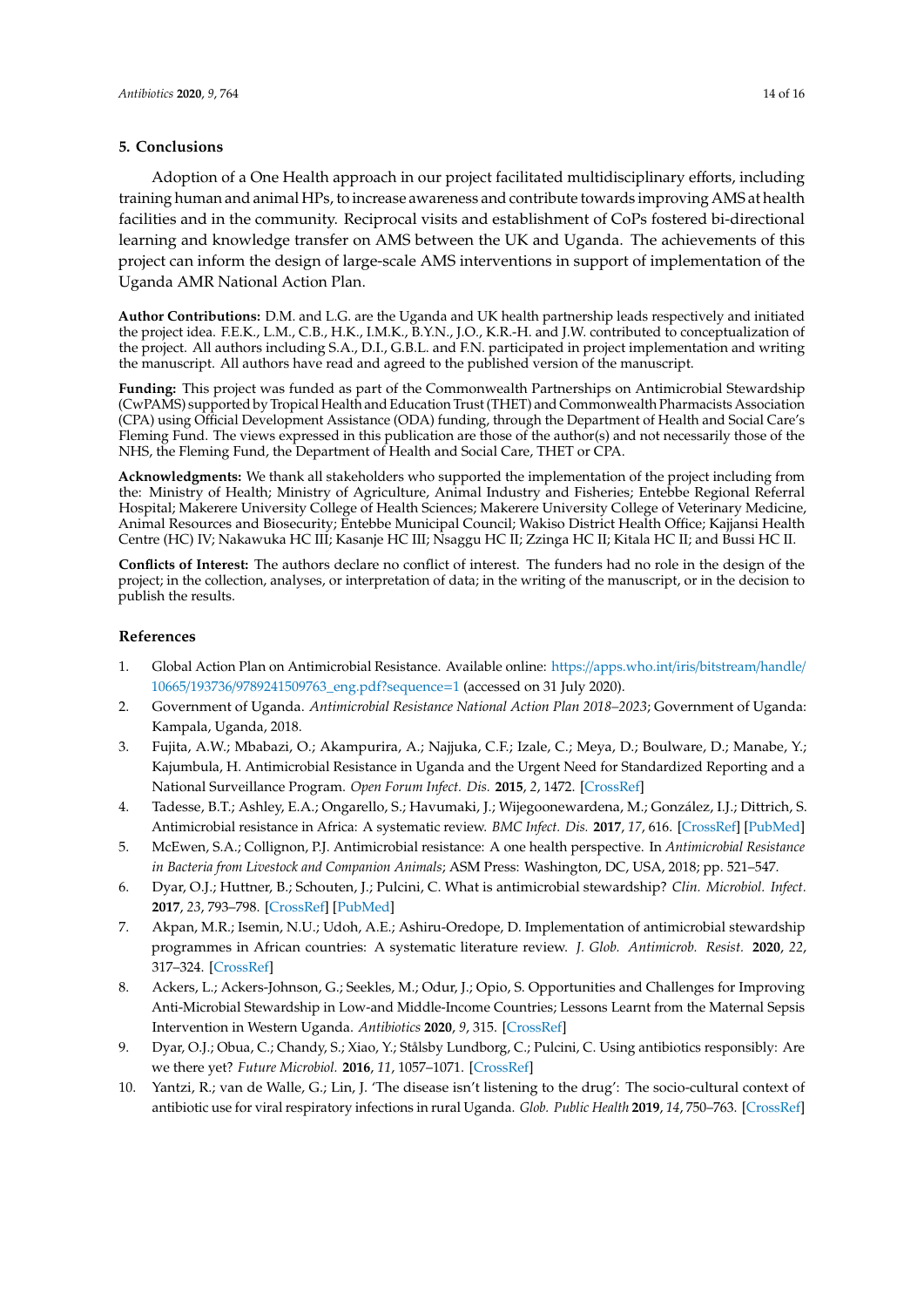## 5. Conclusions

Adoption of a One Health approach in our project facilitated multidisciplinary efforts, including training human and animal HPs, to increase awareness and contribute towards improving AMS at health facilities and in the community. Reciprocal visits and establishment of CoPs fostered bi-directional learning and knowledge transfer on AMS between the UK and Uganda. The achievements of this project can inform the design of large-scale AMS interventions in support of implementation of the Uganda AMR National Action Plan.

**Author Contributions:** D.M. and L.G. are the Uganda and UK health partnership leads respectively and initiated the project idea. F.E.K., L.M., C.B., H.K., I.M.K., B.Y.N., J.O., K.R.-H. and J.W. contributed to conceptualization of the project. All authors including S.A., D.I., G.B.L. and F.N. participated in project implementation and writing the manuscript. All authors have read and agreed to the published version of the manuscript.

**Funding:** This project was funded as part of the Commonwealth Partnerships on Antimicrobial Stewardship (CwPAMS) supported by Tropical Health and Education Trust (THET) and Commonwealth Pharmacists Association (CPA) using Official Development Assistance (ODA) funding, through the Department of Health and Social Care's Fleming Fund. The views expressed in this publication are those of the author(s) and not necessarily those of the NHS, the Fleming Fund, the Department of Health and Social Care, THET or CPA.

**Acknowledgments:** We thank all stakeholders who supported the implementation of the project including from the: Ministry of Health; Ministry of Agriculture, Animal Industry and Fisheries; Entebbe Regional Referral Hospital; Makerere University College of Health Sciences; Makerere University College of Veterinary Medicine, Animal Resources and Biosecurity; Entebbe Municipal Council; Wakiso District Health Office; Kajjansi Health Centre (HC) IV; Nakawuka HC III; Kasanje HC III; Nsaggu HC II; Zzinga HC II; Kitala HC II; and Bussi HC II.

**Conflicts of Interest:** The authors declare no conflict of interest. The funders had no role in the design of the project; in the collection, analyses, or interpretation of data; in the writing of the manuscript, or in the decision to publish the results.

## References

1. Global Action Plan on Antimicrobial Resistance. Available online: https://apps.who.int/iris/bitstream/handle/10665/193736/9789241509763_eng.pdf?sequence=1 (accessed on 31 July 2020).
2. Government of Uganda. *Antimicrobial Resistance National Action Plan 2018–2023*; Government of Uganda: Kampala, Uganda, 2018.
3. Fujita, A.W.; Mbabazi, O.; Akampurira, A.; Najjuka, C.F.; Izale, C.; Meya, D.; Boulware, D.; Manabe, Y.; Kajumbula, H. Antimicrobial Resistance in Uganda and the Urgent Need for Standardized Reporting and a National Surveillance Program. *Open Forum Infect. Dis.* **2015**, *2*, 1472. [CrossRef]
4. Tadesse, B.T.; Ashley, E.A.; Ongarello, S.; Havumaki, J.; Wijegoonewardena, M.; González, I.J.; Dittrich, S. Antimicrobial resistance in Africa: A systematic review. *BMC Infect. Dis.* **2017**, *17*, 616. [CrossRef] [PubMed]
5. McEwen, S.A.; Collignon, P.J. Antimicrobial resistance: A one health perspective. In *Antimicrobial Resistance in Bacteria from Livestock and Companion Animals*; ASM Press: Washington, DC, USA, 2018; pp. 521–547.
6. Dyar, O.J.; Huttner, B.; Schouten, J.; Pulcini, C. What is antimicrobial stewardship? *Clin. Microbiol. Infect.* **2017**, *23*, 793–798. [CrossRef] [PubMed]
7. Akpan, M.R.; Isemin, N.U.; Udoh, A.E.; Ashiru-Oredope, D. Implementation of antimicrobial stewardship programmes in African countries: A systematic literature review. *J. Glob. Antimicrob. Resist.* **2020**, *22*, 317–324. [CrossRef]
8. Ackers, L.; Ackers-Johnson, G.; Seekles, M.; Odur, J.; Opio, S. Opportunities and Challenges for Improving Anti-Microbial Stewardship in Low-and Middle-Income Countries; Lessons Learnt from the Maternal Sepsis Intervention in Western Uganda. *Antibiotics* **2020**, *9*, 315. [CrossRef]
9. Dyar, O.J.; Obua, C.; Chandy, S.; Xiao, Y.; Stålsby Lundborg, C.; Pulcini, C. Using antibiotics responsibly: Are we there yet? *Future Microbiol.* **2016**, *11*, 1057–1071. [CrossRef]
10. Yantzi, R.; van de Walle, G.; Lin, J. 'The disease isn't listening to the drug': The socio-cultural context of antibiotic use for viral respiratory infections in rural Uganda. *Glob. Public Health* **2019**, *14*, 750–763. [CrossRef]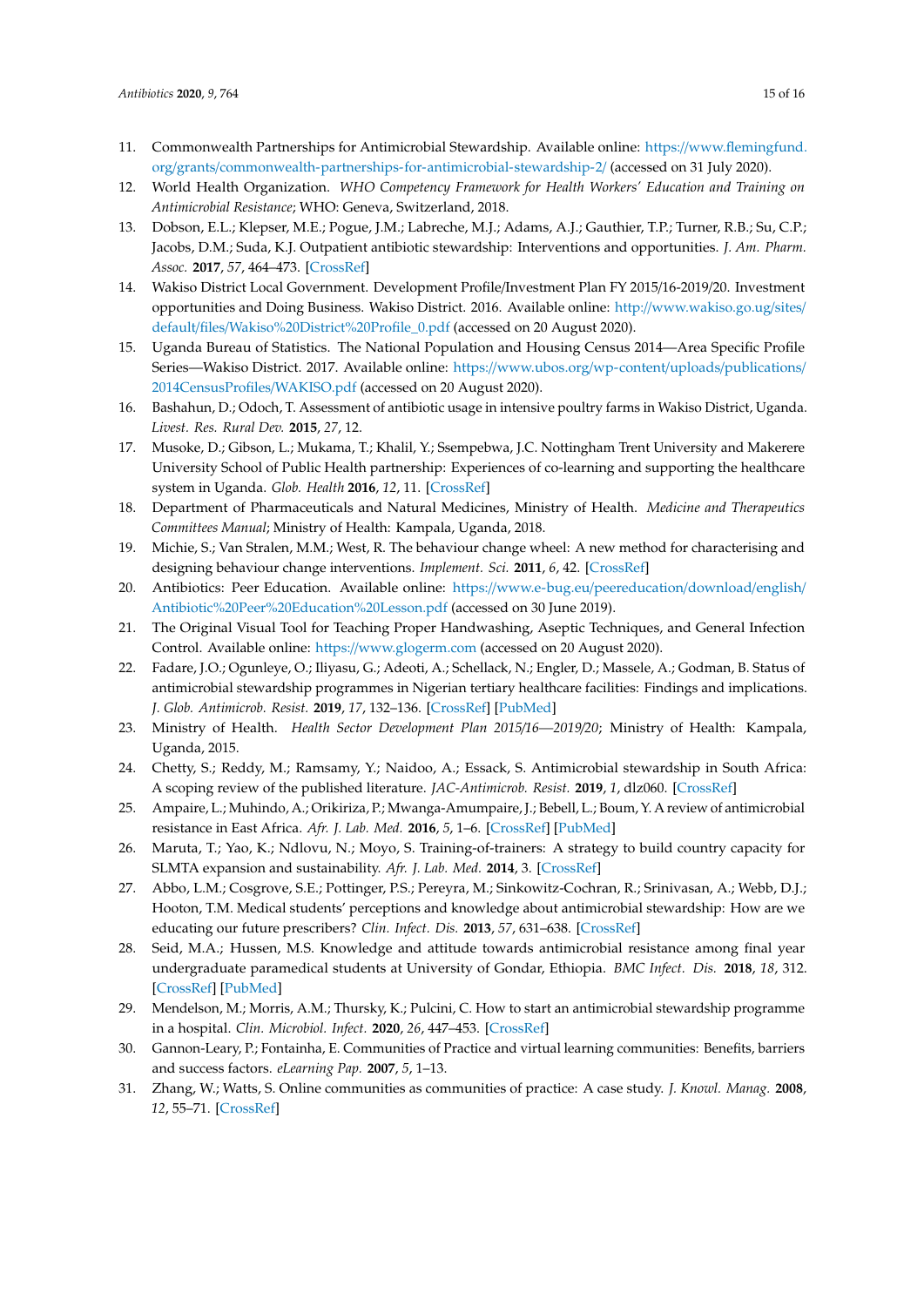11. Commonwealth Partnerships for Antimicrobial Stewardship. Available online: https://www.flemingfund.org/grants/commonwealth-partnerships-for-antimicrobial-stewardship-2/ (accessed on 31 July 2020).
12. World Health Organization. *WHO Competency Framework for Health Workers' Education and Training on Antimicrobial Resistance*; WHO: Geneva, Switzerland, 2018.
13. Dobson, E.L.; Klepser, M.E.; Pogue, J.M.; Labreche, M.J.; Adams, A.J.; Gauthier, T.P.; Turner, R.B.; Su, C.P.; Jacobs, D.M.; Suda, K.J. Outpatient antibiotic stewardship: Interventions and opportunities. *J. Am. Pharm. Assoc.* **2017**, *57*, 464–473. [CrossRef]
14. Wakiso District Local Government. Development Profile/Investment Plan FY 2015/16-2019/20. Investment opportunities and Doing Business. Wakiso District. 2016. Available online: http://www.wakiso.go.ug/sites/default/files/Wakiso%20District%20Profile_0.pdf (accessed on 20 August 2020).
15. Uganda Bureau of Statistics. The National Population and Housing Census 2014—Area Specific Profile Series—Wakiso District. 2017. Available online: https://www.ubos.org/wp-content/uploads/publications/2014CensusProfiles/WAKISO.pdf (accessed on 20 August 2020).
16. Bashahun, D.; Odoch, T. Assessment of antibiotic usage in intensive poultry farms in Wakiso District, Uganda. *Livest. Res. Rural Dev.* **2015**, *27*, 12.
17. Musoke, D.; Gibson, L.; Mukama, T.; Khalil, Y.; Ssempebwa, J.C. Nottingham Trent University and Makerere University School of Public Health partnership: Experiences of co-learning and supporting the healthcare system in Uganda. *Glob. Health* **2016**, *12*, 11. [CrossRef]
18. Department of Pharmaceuticals and Natural Medicines, Ministry of Health. *Medicine and Therapeutics Committees Manual*; Ministry of Health: Kampala, Uganda, 2018.
19. Michie, S.; Van Stralen, M.M.; West, R. The behaviour change wheel: A new method for characterising and designing behaviour change interventions. *Implement. Sci.* **2011**, *6*, 42. [CrossRef]
20. Antibiotics: Peer Education. Available online: https://www.e-bug.eu/peereducation/download/english/Antibiotic%20Peer%20Education%20Lesson.pdf (accessed on 30 June 2019).
21. The Original Visual Tool for Teaching Proper Handwashing, Aseptic Techniques, and General Infection Control. Available online: https://www.glogerm.com (accessed on 20 August 2020).
22. Fadare, J.O.; Ogunleye, O.; Iliyasu, G.; Adeoti, A.; Schellack, N.; Engler, D.; Massele, A.; Godman, B. Status of antimicrobial stewardship programmes in Nigerian tertiary healthcare facilities: Findings and implications. *J. Glob. Antimicrob. Resist.* **2019**, *17*, 132–136. [CrossRef] [PubMed]
23. Ministry of Health. *Health Sector Development Plan 2015/16—2019/20*; Ministry of Health: Kampala, Uganda, 2015.
24. Chetty, S.; Reddy, M.; Ramsamy, Y.; Naidoo, A.; Essack, S. Antimicrobial stewardship in South Africa: A scoping review of the published literature. *JAC-Antimicrob. Resist.* **2019**, *1*, dlz060. [CrossRef]
25. Ampaire, L.; Muhindo, A.; Orikiriza, P.; Mwanga-Amumpaire, J.; Bebell, L.; Boum, Y. A review of antimicrobial resistance in East Africa. *Afr. J. Lab. Med.* **2016**, *5*, 1–6. [CrossRef] [PubMed]
26. Maruta, T.; Yao, K.; Ndlovu, N.; Moyo, S. Training-of-trainers: A strategy to build country capacity for SLMTA expansion and sustainability. *Afr. J. Lab. Med.* **2014**, 3. [CrossRef]
27. Abbo, L.M.; Cosgrove, S.E.; Pottinger, P.S.; Pereyra, M.; Sinkowitz-Cochran, R.; Srinivasan, A.; Webb, D.J.; Hooton, T.M. Medical students' perceptions and knowledge about antimicrobial stewardship: How are we educating our future prescribers? *Clin. Infect. Dis.* **2013**, *57*, 631–638. [CrossRef]
28. Seid, M.A.; Hussen, M.S. Knowledge and attitude towards antimicrobial resistance among final year undergraduate paramedical students at University of Gondar, Ethiopia. *BMC Infect. Dis.* **2018**, *18*, 312. [CrossRef] [PubMed]
29. Mendelson, M.; Morris, A.M.; Thursky, K.; Pulcini, C. How to start an antimicrobial stewardship programme in a hospital. *Clin. Microbiol. Infect.* **2020**, *26*, 447–453. [CrossRef]
30. Gannon-Leary, P.; Fontainha, E. Communities of Practice and virtual learning communities: Benefits, barriers and success factors. *eLearning Pap.* **2007**, *5*, 1–13.
31. Zhang, W.; Watts, S. Online communities as communities of practice: A case study. *J. Knowl. Manag.* **2008**, *12*, 55–71. [CrossRef]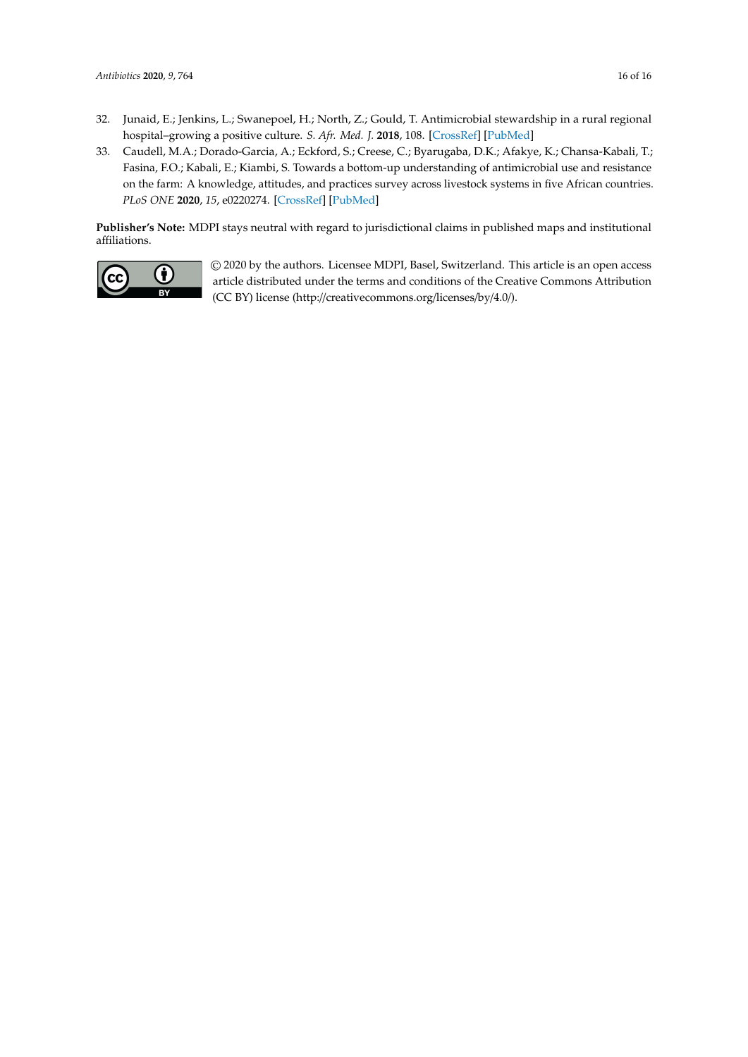32. Junaid, E.; Jenkins, L.; Swanepoel, H.; North, Z.; Gould, T. Antimicrobial stewardship in a rural regional hospital–growing a positive culture. *S. Afr. Med. J.* **2018**, 108. [CrossRef] [PubMed]
33. Caudell, M.A.; Dorado-Garcia, A.; Eckford, S.; Creese, C.; Byarugaba, D.K.; Afakye, K.; Chansa-Kabali, T.; Fasina, F.O.; Kabali, E.; Kiambi, S. Towards a bottom-up understanding of antimicrobial use and resistance on the farm: A knowledge, attitudes, and practices survey across livestock systems in five African countries. *PLoS ONE* **2020**, *15*, e0220274. [CrossRef] [PubMed]

**Publisher's Note:** MDPI stays neutral with regard to jurisdictional claims in published maps and institutional affiliations.

© 2020 by the authors. Licensee MDPI, Basel, Switzerland. This article is an open access article distributed under the terms and conditions of the Creative Commons Attribution (CC BY) license (http://creativecommons.org/licenses/by/4.0/).